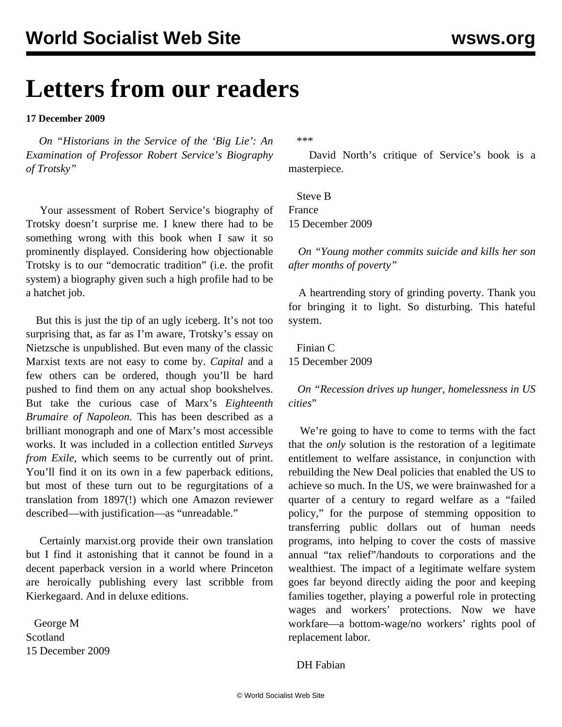# Letters from our readers

**17 December 2009**

*On "Historians in the Service of the 'Big Lie': An Examination of Professor Robert Service's Biography of Trotsky"*

Your assessment of Robert Service's biography of Trotsky doesn't surprise me. I knew there had to be something wrong with this book when I saw it so prominently displayed. Considering how objectionable Trotsky is to our "democratic tradition" (i.e. the profit system) a biography given such a high profile had to be a hatchet job.

But this is just the tip of an ugly iceberg. It's not too surprising that, as far as I'm aware, Trotsky's essay on Nietzsche is unpublished. But even many of the classic Marxist texts are not easy to come by. *Capital* and a few others can be ordered, though you'll be hard pushed to find them on any actual shop bookshelves. But take the curious case of Marx's *Eighteenth Brumaire of Napoleon*. This has been described as a brilliant monograph and one of Marx's most accessible works. It was included in a collection entitled *Surveys from Exile*, which seems to be currently out of print. You'll find it on its own in a few paperback editions, but most of these turn out to be regurgitations of a translation from 1897(!) which one Amazon reviewer described—with justification—as "unreadable."

Certainly marxist.org provide their own translation but I find it astonishing that it cannot be found in a decent paperback version in a world where Princeton are heroically publishing every last scribble from Kierkegaard. And in deluxe editions.

George M
Scotland
15 December 2009

***

David North's critique of Service's book is a masterpiece.

Steve B
France
15 December 2009

*On "Young mother commits suicide and kills her son after months of poverty"*

A heartrending story of grinding poverty. Thank you for bringing it to light. So disturbing. This hateful system.

Finian C
15 December 2009

*On "Recession drives up hunger, homelessness in US cities*"

We're going to have to come to terms with the fact that the *only* solution is the restoration of a legitimate entitlement to welfare assistance, in conjunction with rebuilding the New Deal policies that enabled the US to achieve so much. In the US, we were brainwashed for a quarter of a century to regard welfare as a "failed policy," for the purpose of stemming opposition to transferring public dollars out of human needs programs, into helping to cover the costs of massive annual "tax relief"/handouts to corporations and the wealthiest. The impact of a legitimate welfare system goes far beyond directly aiding the poor and keeping families together, playing a powerful role in protecting wages and workers' protections. Now we have workfare—a bottom-wage/no workers' rights pool of replacement labor.

DH Fabian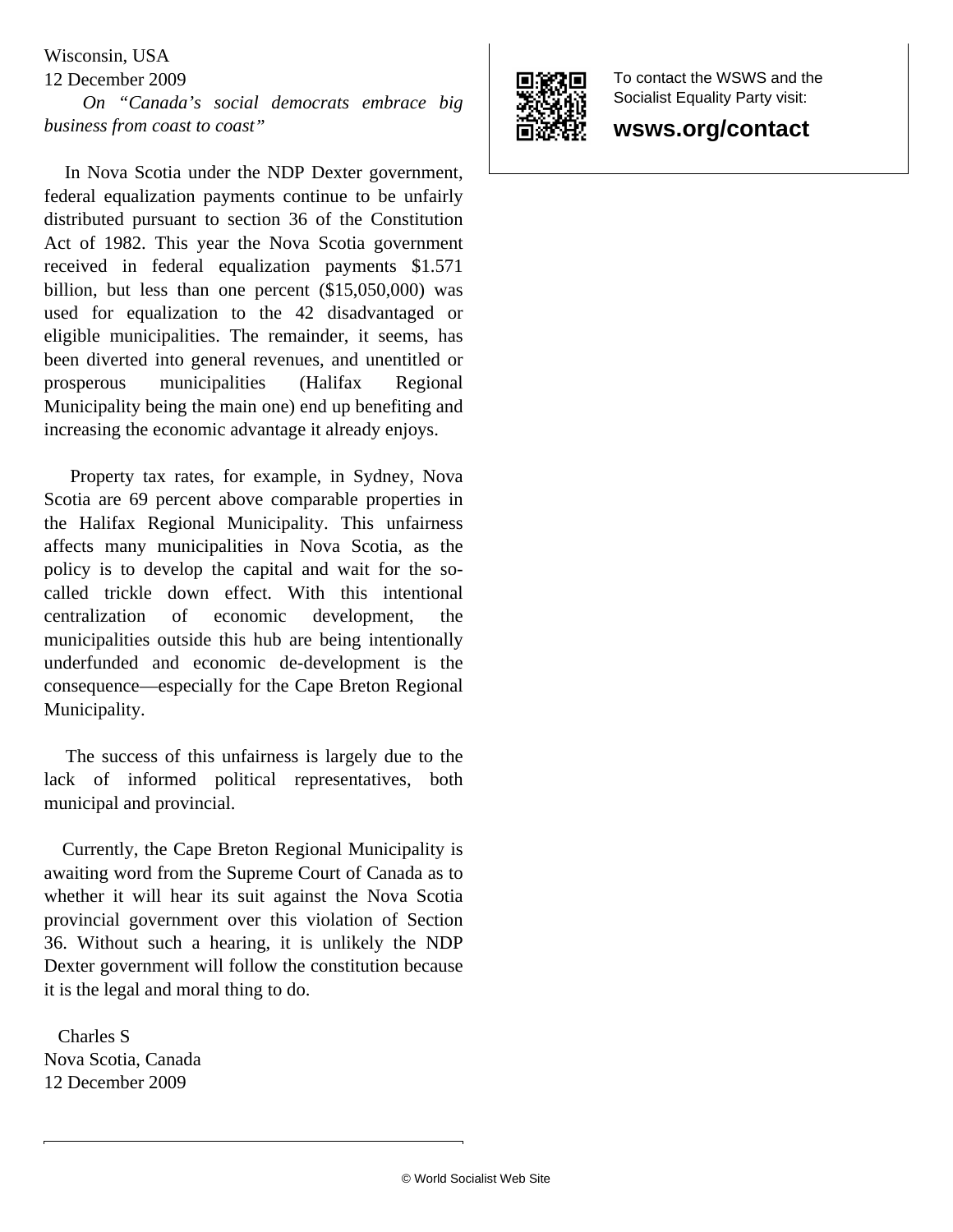Wisconsin, USA
12 December 2009

*On "Canada's social democrats embrace big business from coast to coast"*

In Nova Scotia under the NDP Dexter government, federal equalization payments continue to be unfairly distributed pursuant to section 36 of the Constitution Act of 1982. This year the Nova Scotia government received in federal equalization payments $1.571 billion, but less than one percent ($15,050,000) was used for equalization to the 42 disadvantaged or eligible municipalities. The remainder, it seems, has been diverted into general revenues, and unentitled or prosperous municipalities (Halifax Regional Municipality being the main one) end up benefiting and increasing the economic advantage it already enjoys.

Property tax rates, for example, in Sydney, Nova Scotia are 69 percent above comparable properties in the Halifax Regional Municipality. This unfairness affects many municipalities in Nova Scotia, as the policy is to develop the capital and wait for the so-called trickle down effect. With this intentional centralization of economic development, the municipalities outside this hub are being intentionally underfunded and economic de-development is the consequence—especially for the Cape Breton Regional Municipality.

The success of this unfairness is largely due to the lack of informed political representatives, both municipal and provincial.

Currently, the Cape Breton Regional Municipality is awaiting word from the Supreme Court of Canada as to whether it will hear its suit against the Nova Scotia provincial government over this violation of Section 36. Without such a hearing, it is unlikely the NDP Dexter government will follow the constitution because it is the legal and moral thing to do.

Charles S
Nova Scotia, Canada
12 December 2009

To contact the WSWS and the Socialist Equality Party visit:

**wsws.org/contact**